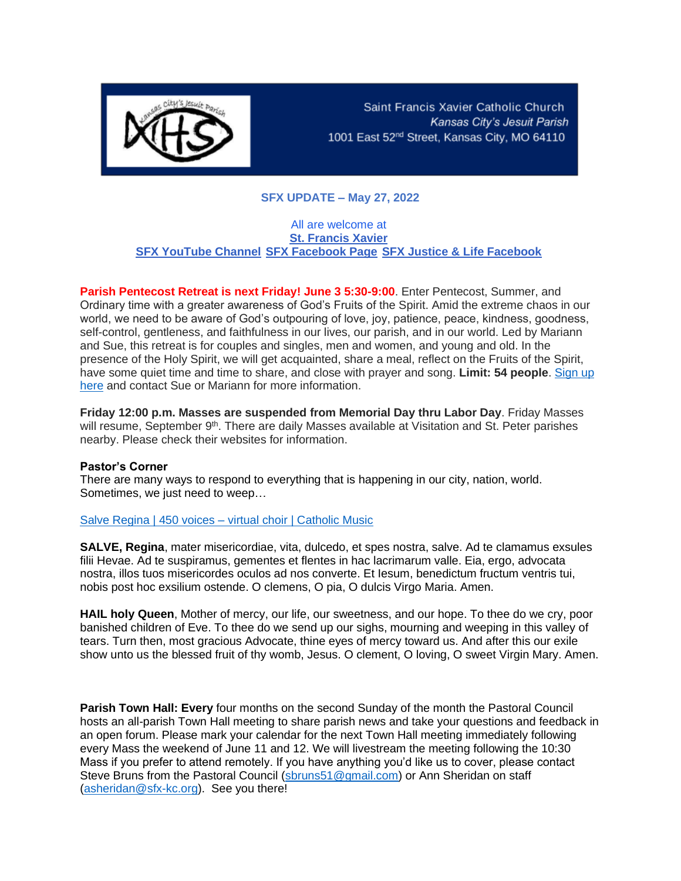Saint Francis Xavier Catholic Church
*Kansas City's Jesuit Parish*
1001 East 52nd Street, Kansas City, MO 64110

## SFX UPDATE – May 27, 2022

All are welcome at
**St. Francis Xavier**
**SFX YouTube Channel** **SFX Facebook Page** **SFX Justice & Life Facebook**

**Parish Pentecost Retreat is next Friday! June 3 5:30-9:00**. Enter Pentecost, Summer, and Ordinary time with a greater awareness of God's Fruits of the Spirit. Amid the extreme chaos in our world, we need to be aware of God's outpouring of love, joy, patience, peace, kindness, goodness, self-control, gentleness, and faithfulness in our lives, our parish, and in our world. Led by Mariann and Sue, this retreat is for couples and singles, men and women, and young and old. In the presence of the Holy Spirit, we will get acquainted, share a meal, reflect on the Fruits of the Spirit, have some quiet time and time to share, and close with prayer and song. **Limit: 54 people**. Sign up here and contact Sue or Mariann for more information.

**Friday 12:00 p.m. Masses are suspended from Memorial Day thru Labor Day**. Friday Masses will resume, September 9th. There are daily Masses available at Visitation and St. Peter parishes nearby. Please check their websites for information.

**Pastor's Corner**
There are many ways to respond to everything that is happening in our city, nation, world. Sometimes, we just need to weep…

Salve Regina | 450 voices – virtual choir | Catholic Music

**SALVE, Regina**, mater misericordiae, vita, dulcedo, et spes nostra, salve. Ad te clamamus exsules filii Hevae. Ad te suspiramus, gementes et flentes in hac lacrimarum valle. Eia, ergo, advocata nostra, illos tuos misericordes oculos ad nos converte. Et Iesum, benedictum fructum ventris tui, nobis post hoc exsilium ostende. O clemens, O pia, O dulcis Virgo Maria. Amen.

**HAIL holy Queen**, Mother of mercy, our life, our sweetness, and our hope. To thee do we cry, poor banished children of Eve. To thee do we send up our sighs, mourning and weeping in this valley of tears. Turn then, most gracious Advocate, thine eyes of mercy toward us. And after this our exile show unto us the blessed fruit of thy womb, Jesus. O clement, O loving, O sweet Virgin Mary. Amen.

**Parish Town Hall: Every** four months on the second Sunday of the month the Pastoral Council hosts an all-parish Town Hall meeting to share parish news and take your questions and feedback in an open forum. Please mark your calendar for the next Town Hall meeting immediately following every Mass the weekend of June 11 and 12. We will livestream the meeting following the 10:30 Mass if you prefer to attend remotely. If you have anything you'd like us to cover, please contact Steve Bruns from the Pastoral Council (sbruns51@gmail.com) or Ann Sheridan on staff (asheridan@sfx-kc.org). See you there!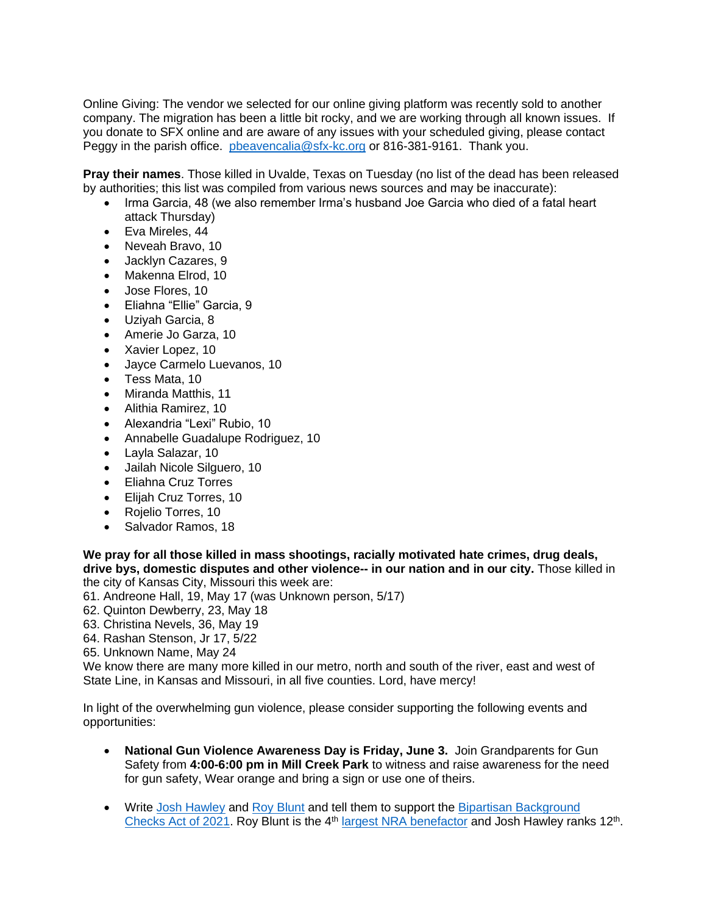Online Giving: The vendor we selected for our online giving platform was recently sold to another company. The migration has been a little bit rocky, and we are working through all known issues. If you donate to SFX online and are aware of any issues with your scheduled giving, please contact Peggy in the parish office. [pbeavencalia@sfx-kc.org](mailto:pbeavencalia@sfx-kc.org) or 816-381-9161. Thank you.

**Pray their names**. Those killed in Uvalde, Texas on Tuesday (no list of the dead has been released by authorities; this list was compiled from various news sources and may be inaccurate):

- Irma Garcia, 48 (we also remember Irma's husband Joe Garcia who died of a fatal heart attack Thursday)
- Eva Mireles, 44
- Neveah Bravo, 10
- Jacklyn Cazares, 9
- Makenna Elrod, 10
- Jose Flores, 10
- Eliahna "Ellie" Garcia, 9
- Uziyah Garcia, 8
- Amerie Jo Garza, 10
- Xavier Lopez, 10
- Jayce Carmelo Luevanos, 10
- Tess Mata, 10
- Miranda Matthis, 11
- Alithia Ramirez, 10
- Alexandria "Lexi" Rubio, 10
- Annabelle Guadalupe Rodriguez, 10
- Layla Salazar, 10
- Jailah Nicole Silguero, 10
- Eliahna Cruz Torres
- Elijah Cruz Torres, 10
- Rojelio Torres, 10
- Salvador Ramos, 18

**We pray for all those killed in mass shootings, racially motivated hate crimes, drug deals, drive bys, domestic disputes and other violence-- in our nation and in our city.** Those killed in the city of Kansas City, Missouri this week are:

61. Andreone Hall, 19, May 17 (was Unknown person, 5/17)
62. Quinton Dewberry, 23, May 18
63. Christina Nevels, 36, May 19
64. Rashan Stenson, Jr 17, 5/22
65. Unknown Name, May 24

We know there are many more killed in our metro, north and south of the river, east and west of State Line, in Kansas and Missouri, in all five counties. Lord, have mercy!

In light of the overwhelming gun violence, please consider supporting the following events and opportunities:

- **National Gun Violence Awareness Day is Friday, June 3.** Join Grandparents for Gun Safety from **4:00-6:00 pm in Mill Creek Park** to witness and raise awareness for the need for gun safety, Wear orange and bring a sign or use one of theirs.
- Write Josh Hawley and Roy Blunt and tell them to support the Bipartisan Background Checks Act of 2021. Roy Blunt is the 4th largest NRA benefactor and Josh Hawley ranks 12th.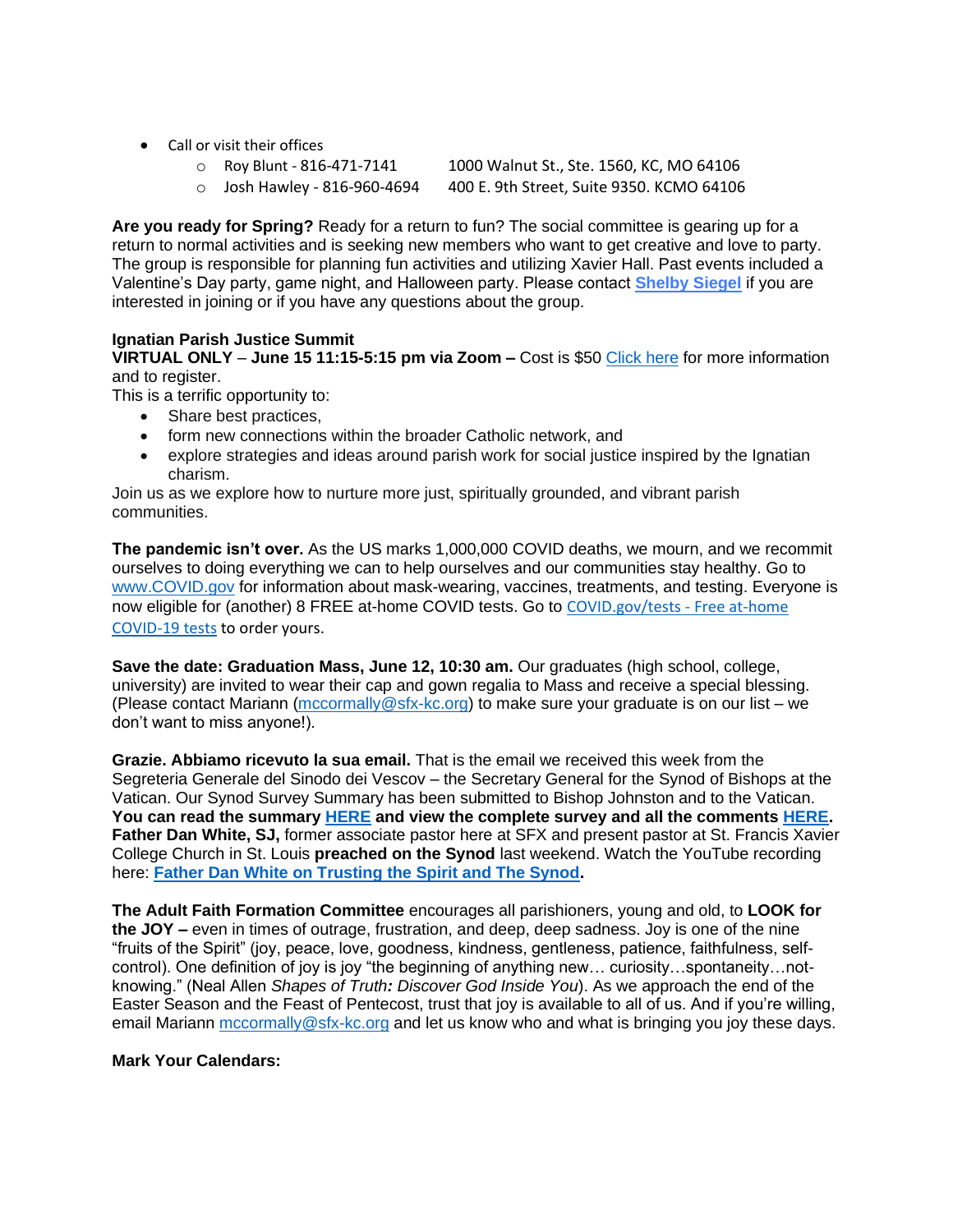- Call or visit their offices
  - Roy Blunt - 816-471-7141    1000 Walnut St., Ste. 1560, KC, MO 64106
  - Josh Hawley - 816-960-4694    400 E. 9th Street, Suite 9350. KCMO 64106

**Are you ready for Spring?** Ready for a return to fun? The social committee is gearing up for a return to normal activities and is seeking new members who want to get creative and love to party. The group is responsible for planning fun activities and utilizing Xavier Hall. Past events included a Valentine's Day party, game night, and Halloween party. Please contact **Shelby Siegel** if you are interested in joining or if you have any questions about the group.

**Ignatian Parish Justice Summit**
**VIRTUAL ONLY – June 15 11:15-5:15 pm via Zoom –** Cost is $50 Click here for more information and to register.
This is a terrific opportunity to:

- Share best practices,
- form new connections within the broader Catholic network, and
- explore strategies and ideas around parish work for social justice inspired by the Ignatian charism.

Join us as we explore how to nurture more just, spiritually grounded, and vibrant parish communities.

**The pandemic isn't over.** As the US marks 1,000,000 COVID deaths, we mourn, and we recommit ourselves to doing everything we can to help ourselves and our communities stay healthy. Go to www.COVID.gov for information about mask-wearing, vaccines, treatments, and testing. Everyone is now eligible for (another) 8 FREE at-home COVID tests. Go to COVID.gov/tests - Free at-home COVID-19 tests to order yours.

**Save the date: Graduation Mass, June 12, 10:30 am.** Our graduates (high school, college, university) are invited to wear their cap and gown regalia to Mass and receive a special blessing. (Please contact Mariann (mccormally@sfx-kc.org) to make sure your graduate is on our list – we don't want to miss anyone!).

**Grazie. Abbiamo ricevuto la sua email.** That is the email we received this week from the Segreteria Generale del Sinodo dei Vescov – the Secretary General for the Synod of Bishops at the Vatican. Our Synod Survey Summary has been submitted to Bishop Johnston and to the Vatican. **You can read the summary HERE and view the complete survey and all the comments HERE. Father Dan White, SJ,** former associate pastor here at SFX and present pastor at St. Francis Xavier College Church in St. Louis **preached on the Synod** last weekend. Watch the YouTube recording here: **Father Dan White on Trusting the Spirit and The Synod.**

**The Adult Faith Formation Committee** encourages all parishioners, young and old, to **LOOK for the JOY –** even in times of outrage, frustration, and deep, deep sadness. Joy is one of the nine "fruits of the Spirit" (joy, peace, love, goodness, kindness, gentleness, patience, faithfulness, self-control). One definition of joy is joy "the beginning of anything new… curiosity…spontaneity…not-knowing." (Neal Allen *Shapes of Truth: Discover God Inside You*). As we approach the end of the Easter Season and the Feast of Pentecost, trust that joy is available to all of us. And if you're willing, email Mariann mccormally@sfx-kc.org and let us know who and what is bringing you joy these days.

**Mark Your Calendars:**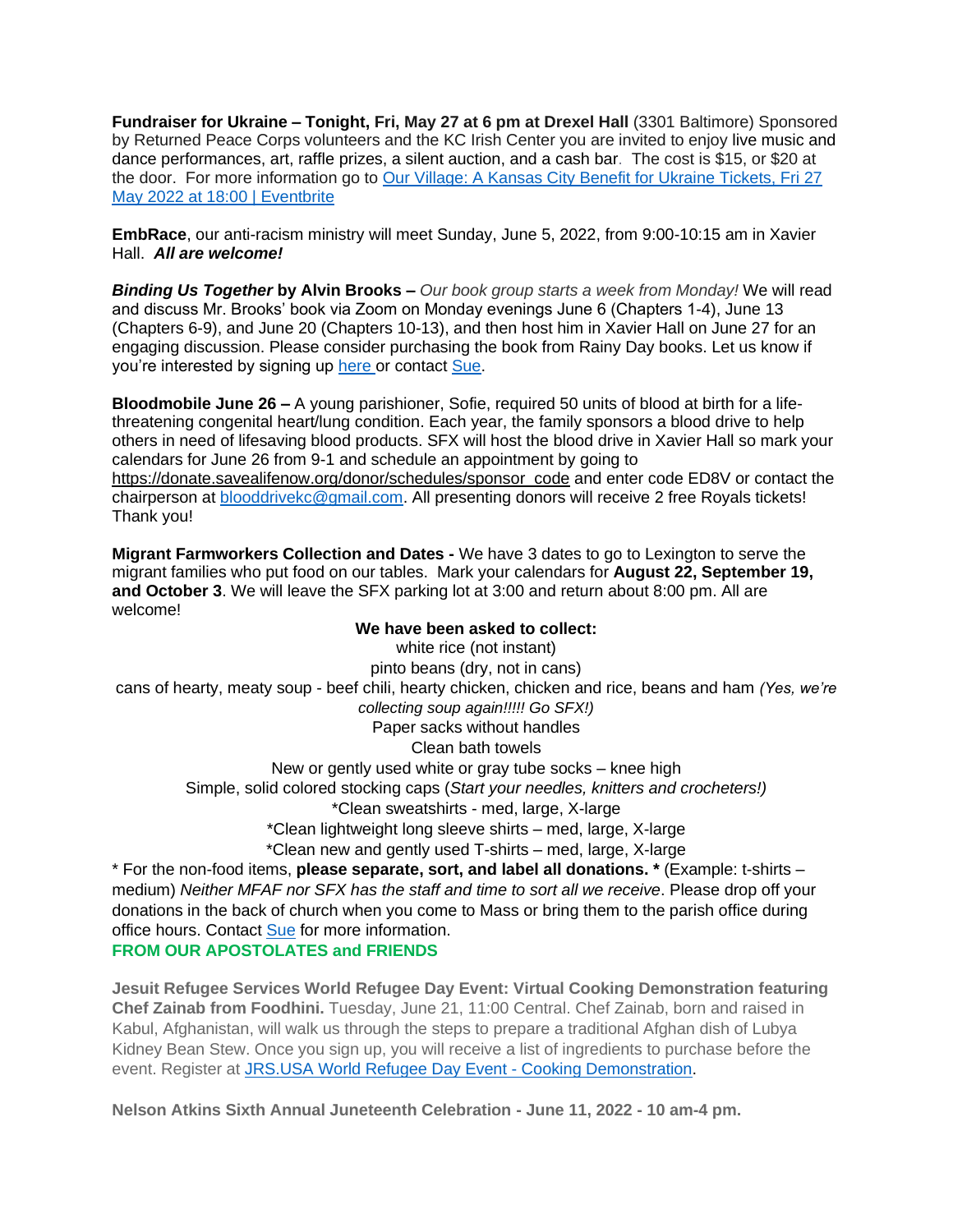**Fundraiser for Ukraine – Tonight, Fri, May 27 at 6 pm at Drexel Hall** (3301 Baltimore) Sponsored by Returned Peace Corps volunteers and the KC Irish Center you are invited to enjoy live music and dance performances, art, raffle prizes, a silent auction, and a cash bar. The cost is $15, or $20 at the door. For more information go to [Our Village: A Kansas City Benefit for Ukraine Tickets, Fri 27 May 2022 at 18:00 | Eventbrite]()

**EmbRace**, our anti-racism ministry will meet Sunday, June 5, 2022, from 9:00-10:15 am in Xavier Hall. ***All are welcome!***

***Binding Us Together* by Alvin Brooks –** *Our book group starts a week from Monday!* We will read and discuss Mr. Brooks' book via Zoom on Monday evenings June 6 (Chapters 1-4), June 13 (Chapters 6-9), and June 20 (Chapters 10-13), and then host him in Xavier Hall on June 27 for an engaging discussion. Please consider purchasing the book from Rainy Day books. Let us know if you're interested by signing up [here]() or contact [Sue]().

**Bloodmobile June 26 –** A young parishioner, Sofie, required 50 units of blood at birth for a life-threatening congenital heart/lung condition. Each year, the family sponsors a blood drive to help others in need of lifesaving blood products. SFX will host the blood drive in Xavier Hall so mark your calendars for June 26 from 9-1 and schedule an appointment by going to https://donate.savealifenow.org/donor/schedules/sponsor_code and enter code ED8V or contact the chairperson at blooddrivekc@gmail.com. All presenting donors will receive 2 free Royals tickets! Thank you!

**Migrant Farmworkers Collection and Dates -** We have 3 dates to go to Lexington to serve the migrant families who put food on our tables. Mark your calendars for **August 22, September 19, and October 3**. We will leave the SFX parking lot at 3:00 and return about 8:00 pm. All are welcome!

**We have been asked to collect:**

white rice (not instant)

pinto beans (dry, not in cans)

cans of hearty, meaty soup - beef chili, hearty chicken, chicken and rice, beans and ham *(Yes, we're collecting soup again!!!!! Go SFX!)*

Paper sacks without handles

Clean bath towels

New or gently used white or gray tube socks – knee high

Simple, solid colored stocking caps (*Start your needles, knitters and crocheters!)*

*Clean sweatshirts - med, large, X-large

*Clean lightweight long sleeve shirts – med, large, X-large

*Clean new and gently used T-shirts – med, large, X-large

* For the non-food items, **please separate, sort, and label all donations. *** (Example: t-shirts – medium) *Neither MFAF nor SFX has the staff and time to sort all we receive*. Please drop off your donations in the back of church when you come to Mass or bring them to the parish office during office hours. Contact [Sue]() for more information.

**FROM OUR APOSTOLATES and FRIENDS**

**Jesuit Refugee Services World Refugee Day Event: Virtual Cooking Demonstration featuring Chef Zainab from Foodhini.** Tuesday, June 21, 11:00 Central. Chef Zainab, born and raised in Kabul, Afghanistan, will walk us through the steps to prepare a traditional Afghan dish of Lubya Kidney Bean Stew. Once you sign up, you will receive a list of ingredients to purchase before the event. Register at [JRS.USA World Refugee Day Event - Cooking Demonstration]().

**Nelson Atkins Sixth Annual Juneteenth Celebration - June 11, 2022 - 10 am-4 pm.**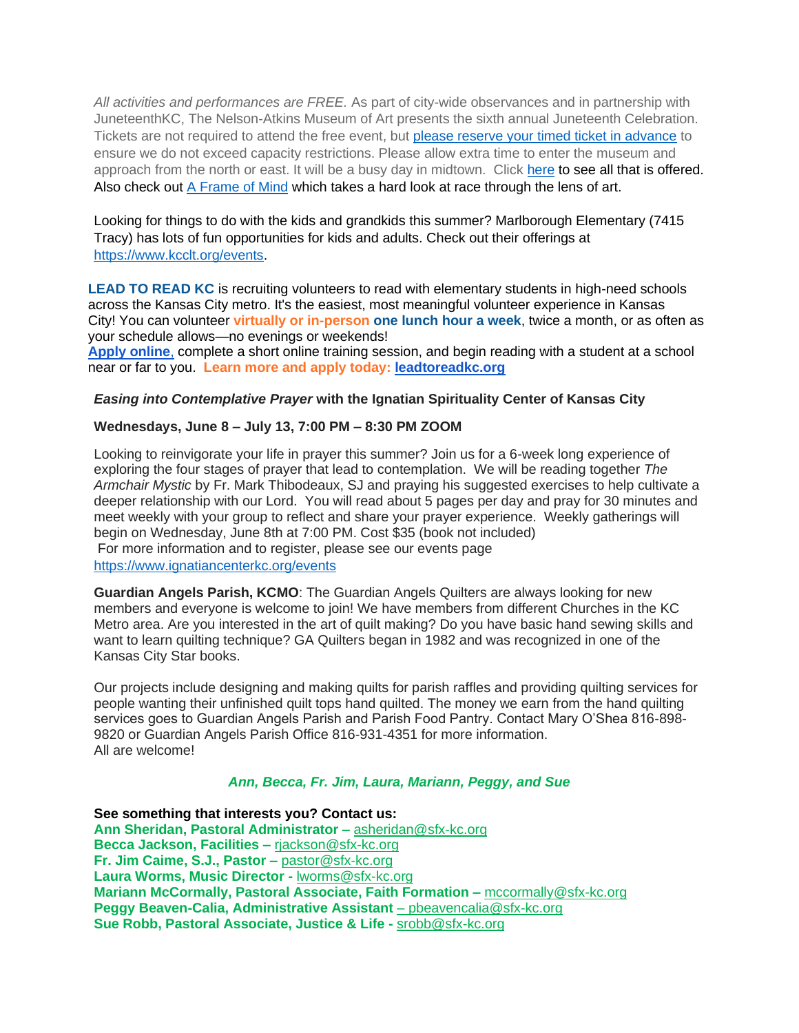*All activities and performances are FREE.* As part of city-wide observances and in partnership with JuneteenthKC, The Nelson-Atkins Museum of Art presents the sixth annual Juneteenth Celebration. Tickets are not required to attend the free event, but please reserve your timed ticket in advance to ensure we do not exceed capacity restrictions. Please allow extra time to enter the museum and approach from the north or east. It will be a busy day in midtown. Click here to see all that is offered. Also check out A Frame of Mind which takes a hard look at race through the lens of art.

Looking for things to do with the kids and grandkids this summer? Marlborough Elementary (7415 Tracy) has lots of fun opportunities for kids and adults. Check out their offerings at https://www.kcclt.org/events.

**LEAD TO READ KC** is recruiting volunteers to read with elementary students in high-need schools across the Kansas City metro. It's the easiest, most meaningful volunteer experience in Kansas City! You can volunteer **virtually or in-person** **one lunch hour a week**, twice a month, or as often as your schedule allows—no evenings or weekends!
**Apply online**, complete a short online training session, and begin reading with a student at a school near or far to you. **Learn more and apply today:** **leadtoreadkc.org**

***Easing into Contemplative Prayer* with the Ignatian Spirituality Center of Kansas City**

**Wednesdays, June 8 – July 13, 7:00 PM – 8:30 PM ZOOM**

Looking to reinvigorate your life in prayer this summer? Join us for a 6-week long experience of exploring the four stages of prayer that lead to contemplation. We will be reading together *The Armchair Mystic* by Fr. Mark Thibodeaux, SJ and praying his suggested exercises to help cultivate a deeper relationship with our Lord. You will read about 5 pages per day and pray for 30 minutes and meet weekly with your group to reflect and share your prayer experience. Weekly gatherings will begin on Wednesday, June 8th at 7:00 PM. Cost $35 (book not included)
For more information and to register, please see our events page
https://www.ignatiancenterkc.org/events

**Guardian Angels Parish, KCMO**: The Guardian Angels Quilters are always looking for new members and everyone is welcome to join! We have members from different Churches in the KC Metro area. Are you interested in the art of quilt making? Do you have basic hand sewing skills and want to learn quilting technique? GA Quilters began in 1982 and was recognized in one of the Kansas City Star books.

Our projects include designing and making quilts for parish raffles and providing quilting services for people wanting their unfinished quilt tops hand quilted. The money we earn from the hand quilting services goes to Guardian Angels Parish and Parish Food Pantry. Contact Mary O'Shea 816-898-9820 or Guardian Angels Parish Office 816-931-4351 for more information.
All are welcome!

***Ann, Becca, Fr. Jim, Laura, Mariann, Peggy, and Sue***

**See something that interests you? Contact us:**
**Ann Sheridan, Pastoral Administrator –** asheridan@sfx-kc.org
**Becca Jackson, Facilities –** rjackson@sfx-kc.org
**Fr. Jim Caime, S.J., Pastor –** pastor@sfx-kc.org
**Laura Worms, Music Director -** lworms@sfx-kc.org
**Mariann McCormally, Pastoral Associate, Faith Formation –** mccormally@sfx-kc.org
**Peggy Beaven-Calia, Administrative Assistant** – pbeavencalia@sfx-kc.org
**Sue Robb, Pastoral Associate, Justice & Life -** srobb@sfx-kc.org